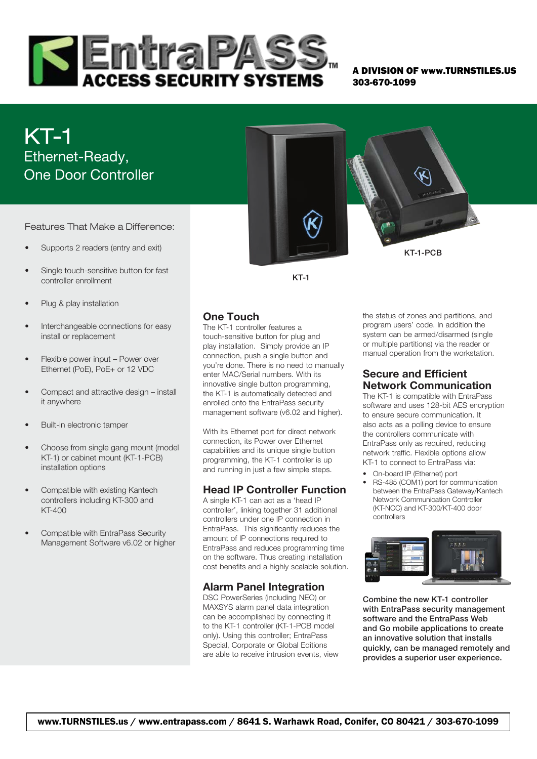# EntraPASS™ ACCESS SECURITY SYSTEMS

**A DIVISION OF www.TURNSTILES.US**
**303-670-1099**

# KT-1

## Ethernet-Ready, One Door Controller

KT-1

KT-1-PCB

### Features That Make a Difference:

- Supports 2 readers (entry and exit)
- Single touch-sensitive button for fast controller enrollment
- Plug & play installation
- Interchangeable connections for easy install or replacement
- Flexible power input – Power over Ethernet (PoE), PoE+ or 12 VDC
- Compact and attractive design – install it anywhere
- Built-in electronic tamper
- Choose from single gang mount (model KT-1) or cabinet mount (KT-1-PCB) installation options
- Compatible with existing Kantech controllers including KT-300 and KT-400
- Compatible with EntraPass Security Management Software v6.02 or higher

## One Touch

The KT-1 controller features a touch-sensitive button for plug and play installation. Simply provide an IP connection, push a single button and you're done. There is no need to manually enter MAC/Serial numbers. With its innovative single button programming, the KT-1 is automatically detected and enrolled onto the EntraPass security management software (v6.02 and higher).

With its Ethernet port for direct network connection, its Power over Ethernet capabilities and its unique single button programming, the KT-1 controller is up and running in just a few simple steps.

## Head IP Controller Function

A single KT-1 can act as a 'head IP controller', linking together 31 additional controllers under one IP connection in EntraPass. This significantly reduces the amount of IP connections required to EntraPass and reduces programming time on the software. Thus creating installation cost benefits and a highly scalable solution.

## Alarm Panel Integration

DSC PowerSeries (including NEO) or MAXSYS alarm panel data integration can be accomplished by connecting it to the KT-1 controller (KT-1-PCB model only). Using this controller; EntraPass Special, Corporate or Global Editions are able to receive intrusion events, view the status of zones and partitions, and program users' code. In addition the system can be armed/disarmed (single or multiple partitions) via the reader or manual operation from the workstation.

## Secure and Efficient Network Communication

The KT-1 is compatible with EntraPass software and uses 128-bit AES encryption to ensure secure communication. It also acts as a polling device to ensure the controllers communicate with EntraPass only as required, reducing network traffic. Flexible options allow KT-1 to connect to EntraPass via:

- On-board IP (Ethernet) port
- RS-485 (COM1) port for communication between the EntraPass Gateway/Kantech Network Communication Controller (KT-NCC) and KT-300/KT-400 door controllers

**Combine the new KT-1 controller with EntraPass security management software and the EntraPass Web and Go mobile applications to create an innovative solution that installs quickly, can be managed remotely and provides a superior user experience.**

**www.TURNSTILES.us / www.entrapass.com / 8641 S. Warhawk Road, Conifer, CO 80421 / 303-670-1099**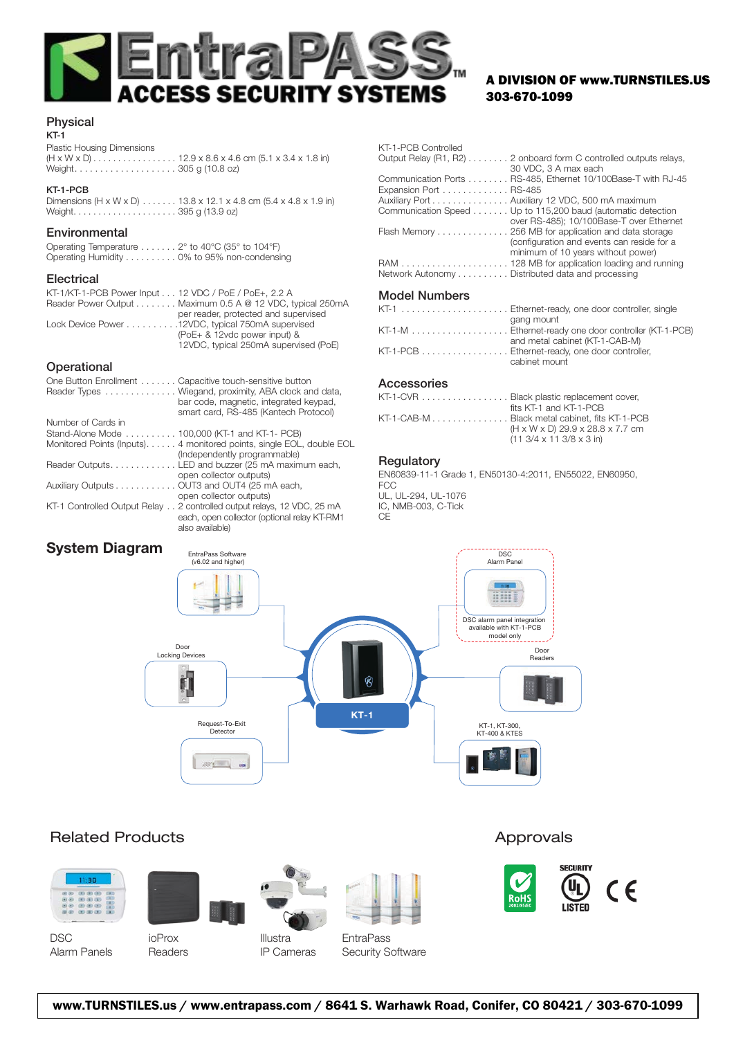# EntraPASS ACCESS SECURITY SYSTEMS

**A DIVISION OF www.TURNSTILES.US**
**303-670-1099**

## Physical

**KT-1**

Plastic Housing Dimensions
(H x W x D) . . . . . . . . . . . . . . . . . 12.9 x 8.6 x 4.6 cm (5.1 x 3.4 x 1.8 in)
Weight. . . . . . . . . . . . . . . . . . . . 305 g (10.8 oz)

**KT-1-PCB**

Dimensions (H x W x D) . . . . . . . 13.8 x 12.1 x 4.8 cm (5.4 x 4.8 x 1.9 in)
Weight. . . . . . . . . . . . . . . . . . . . 395 g (13.9 oz)

## Environmental

Operating Temperature . . . . . . . 2° to 40°C (35° to 104°F)
Operating Humidity . . . . . . . . . . 0% to 95% non-condensing

## Electrical

KT-1/KT-1-PCB Power Input . . . 12 VDC / PoE / PoE+, 2.2 A
Reader Power Output . . . . . . . . Maximum 0.5 A @ 12 VDC, typical 250mA per reader, protected and supervised
Lock Device Power . . . . . . . . . .12VDC, typical 750mA supervised (PoE+ & 12vdc power input) & 12VDC, typical 250mA supervised (PoE)

## Operational

One Button Enrollment . . . . . . . Capacitive touch-sensitive button
Reader Types . . . . . . . . . . . . . Wiegand, proximity, ABA clock and data, bar code, magnetic, integrated keypad, smart card, RS-485 (Kantech Protocol)
Number of Cards in Stand-Alone Mode . . . . . . . . . . 100,000 (KT-1 and KT-1- PCB)
Monitored Points (Inputs). . . . . . 4 monitored points, single EOL, double EOL (Independently programmable)
Reader Outputs. . . . . . . . . . . . . LED and buzzer (25 mA maximum each, open collector outputs)
Auxiliary Outputs . . . . . . . . . . . OUT3 and OUT4 (25 mA each, open collector outputs)
KT-1 Controlled Output Relay . . 2 controlled output relays, 12 VDC, 25 mA each, open collector (optional relay KT-RM1 also available)

KT-1-PCB Controlled
Output Relay (R1, R2) . . . . . . . . 2 onboard form C controlled outputs relays, 30 VDC, 3 A max each
Communication Ports . . . . . . . . RS-485, Ethernet 10/100Base-T with RJ-45
Expansion Port . . . . . . . . . . . . . RS-485
Auxiliary Port . . . . . . . . . . . . . . . Auxiliary 12 VDC, 500 mA maximum
Communication Speed . . . . . . . Up to 115,200 baud (automatic detection over RS-485); 10/100Base-T over Ethernet
Flash Memory . . . . . . . . . . . . . . 256 MB for application and data storage (configuration and events can reside for a minimum of 10 years without power)
RAM . . . . . . . . . . . . . . . . . . . . . 128 MB for application loading and running
Network Autonomy . . . . . . . . . . Distributed data and processing

## Model Numbers

KT-1 . . . . . . . . . . . . . . . . . . . . . Ethernet-ready, one door controller, single gang mount
KT-1-M . . . . . . . . . . . . . . . . . . . Ethernet-ready one door controller (KT-1-PCB) and metal cabinet (KT-1-CAB-M)
KT-1-PCB . . . . . . . . . . . . . . . . . Ethernet-ready, one door controller, cabinet mount

## Accessories

KT-1-CVR . . . . . . . . . . . . . . . . . Black plastic replacement cover, fits KT-1 and KT-1-PCB
KT-1-CAB-M . . . . . . . . . . . . . . . Black metal cabinet, fits KT-1-PCB (H x W x D) 29.9 x 28.8 x 7.7 cm (11 3/4 x 11 3/8 x 3 in)

## Regulatory

EN60839-11-1 Grade 1, EN50130-4:2011, EN55022, EN60950,
FCC
UL, UL-294, UL-1076
IC, NMB-003, C-Tick
CE

## System Diagram

EntraPass Software (v6.02 and higher)

DSC Alarm Panel

DSC alarm panel integration available with KT-1-PCB model only

Door Locking Devices

Door Readers

KT-1

Request-To-Exit Detector

KT-1, KT-300, KT-400 & KTES

## Related Products

DSC Alarm Panels

ioProx Readers

Illustra IP Cameras

EntraPass Security Software

## Approvals

RoHS 2002/95/EC

SECURITY UL LISTED

CE

**www.TURNSTILES.us / www.entrapass.com / 8641 S. Warhawk Road, Conifer, CO 80421 / 303-670-1099**